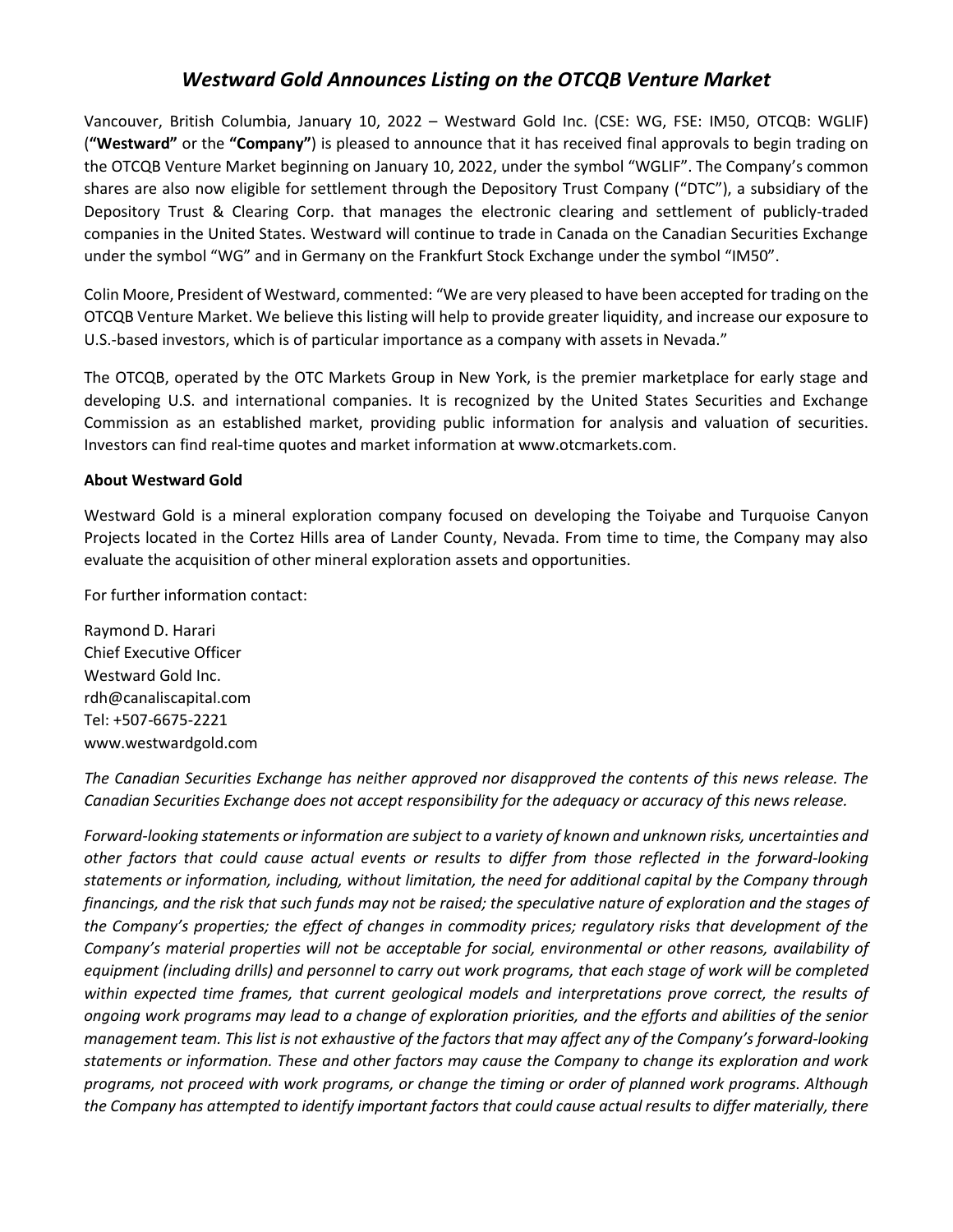# *Westward Gold Announces Listing on the OTCQB Venture Market*

Vancouver, British Columbia, January 10, 2022 – Westward Gold Inc. (CSE: WG, FSE: IM50, OTCQB: WGLIF) (**"Westward"** or the **"Company"**) is pleased to announce that it has received final approvals to begin trading on the OTCQB Venture Market beginning on January 10, 2022, under the symbol "WGLIF". The Company's common shares are also now eligible for settlement through the Depository Trust Company ("DTC"), a subsidiary of the Depository Trust & Clearing Corp. that manages the electronic clearing and settlement of publicly-traded companies in the United States. Westward will continue to trade in Canada on the Canadian Securities Exchange under the symbol "WG" and in Germany on the Frankfurt Stock Exchange under the symbol "IM50".

Colin Moore, President of Westward, commented: "We are very pleased to have been accepted for trading on the OTCQB Venture Market. We believe this listing will help to provide greater liquidity, and increase our exposure to U.S.-based investors, which is of particular importance as a company with assets in Nevada."

The OTCQB, operated by the OTC Markets Group in New York, is the premier marketplace for early stage and developing U.S. and international companies. It is recognized by the United States Securities and Exchange Commission as an established market, providing public information for analysis and valuation of securities. Investors can find real-time quotes and market information at www.otcmarkets.com.

**About Westward Gold**

Westward Gold is a mineral exploration company focused on developing the Toiyabe and Turquoise Canyon Projects located in the Cortez Hills area of Lander County, Nevada. From time to time, the Company may also evaluate the acquisition of other mineral exploration assets and opportunities.

For further information contact:

Raymond D. Harari  
Chief Executive Officer  
Westward Gold Inc.  
rdh@canaliscapital.com  
Tel: +507-6675-2221  
www.westwardgold.com

*The Canadian Securities Exchange has neither approved nor disapproved the contents of this news release. The Canadian Securities Exchange does not accept responsibility for the adequacy or accuracy of this news release.*

*Forward-looking statements or information are subject to a variety of known and unknown risks, uncertainties and other factors that could cause actual events or results to differ from those reflected in the forward-looking statements or information, including, without limitation, the need for additional capital by the Company through financings, and the risk that such funds may not be raised; the speculative nature of exploration and the stages of the Company's properties; the effect of changes in commodity prices; regulatory risks that development of the Company's material properties will not be acceptable for social, environmental or other reasons, availability of equipment (including drills) and personnel to carry out work programs, that each stage of work will be completed within expected time frames, that current geological models and interpretations prove correct, the results of ongoing work programs may lead to a change of exploration priorities, and the efforts and abilities of the senior management team. This list is not exhaustive of the factors that may affect any of the Company's forward-looking statements or information. These and other factors may cause the Company to change its exploration and work programs, not proceed with work programs, or change the timing or order of planned work programs. Although the Company has attempted to identify important factors that could cause actual results to differ materially, there*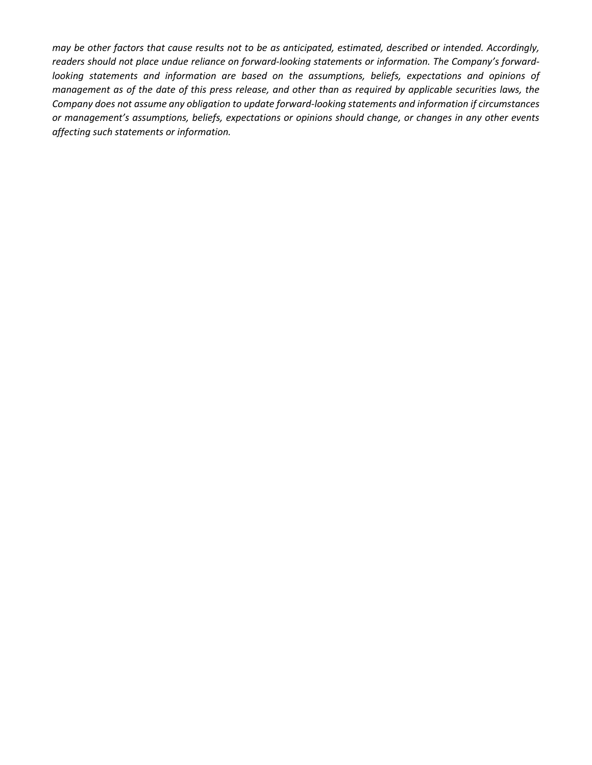*may be other factors that cause results not to be as anticipated, estimated, described or intended. Accordingly, readers should not place undue reliance on forward-looking statements or information. The Company's forward-looking statements and information are based on the assumptions, beliefs, expectations and opinions of management as of the date of this press release, and other than as required by applicable securities laws, the Company does not assume any obligation to update forward-looking statements and information if circumstances or management's assumptions, beliefs, expectations or opinions should change, or changes in any other events affecting such statements or information.*